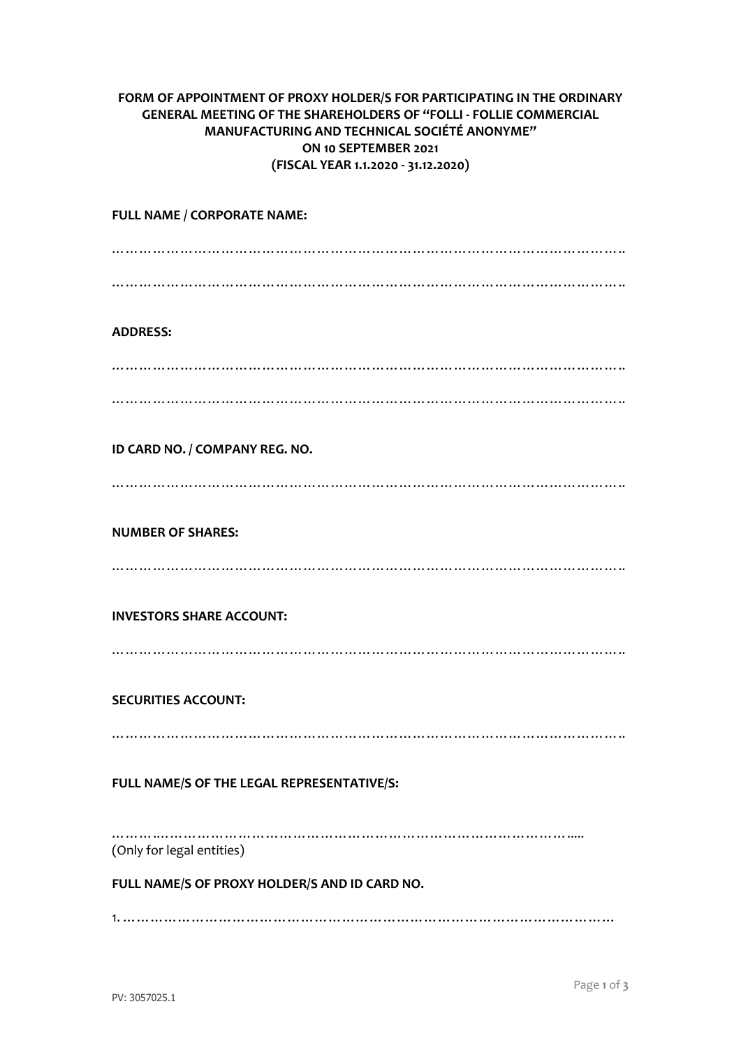**FORM OF APPOINTMENT OF PROXY HOLDER/S FOR PARTICIPATING IN THE ORDINARY GENERAL MEETING OF THE SHAREHOLDERS OF "FOLLI - FOLLIE COMMERCIAL MANUFACTURING AND TECHNICAL SOCIÉTÉ ANONYME" ON 10 SEPTEMBER 2021 (FISCAL YEAR 1.1.2020 - 31.12.2020)**

**FULL NAME / CORPORATE NAME:**

……………………………………………………………………………………………………

……………………………………………………………………………………………………

**ADDRESS:**

……………………………………………………………………………………………………

……………………………………………………………………………………………………

**ID CARD NO. / COMPANY REG. NO.**

……………………………………………………………………………………………………

**NUMBER OF SHARES:**

……………………………………………………………………………………………………

**INVESTORS SHARE ACCOUNT:**

……………………………………………………………………………………………………

**SECURITIES ACCOUNT:**

……………………………………………………………………………………………………

**FULL NAME/S OF THE LEGAL REPRESENTATIVE/S:**

…………………………………………………………………………………………..
(Only for legal entities)

**FULL NAME/S OF PROXY HOLDER/S AND ID CARD NO.**

1. ………………………………………………………………………………………………

PV: 3057025.1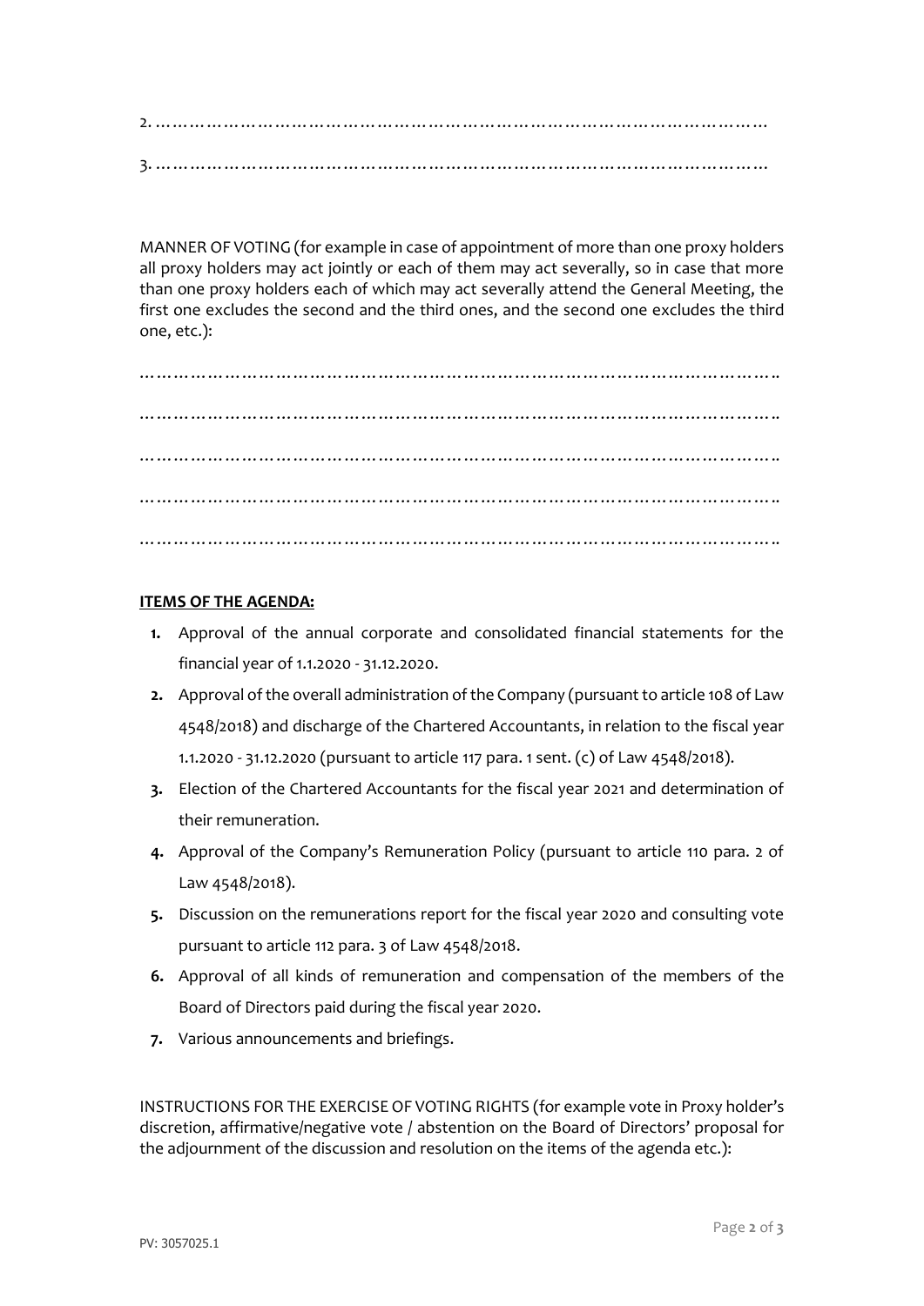2. ………………………………………………………………………………………………

3. ………………………………………………………………………………………………

MANNER OF VOTING (for example in case of appointment of more than one proxy holders all proxy holders may act jointly or each of them may act severally, so in case that more than one proxy holders each of which may act severally attend the General Meeting, the first one excludes the second and the third ones, and the second one excludes the third one, etc.):

………………………………………………………………………………………………….

………………………………………………………………………………………………….

………………………………………………………………………………………………….

………………………………………………………………………………………………….

………………………………………………………………………………………………….

**ITEMS OF THE AGENDA:**

1. Approval of the annual corporate and consolidated financial statements for the financial year of 1.1.2020 - 31.12.2020.
2. Approval of the overall administration of the Company (pursuant to article 108 of Law 4548/2018) and discharge of the Chartered Accountants, in relation to the fiscal year 1.1.2020 - 31.12.2020 (pursuant to article 117 para. 1 sent. (c) of Law 4548/2018).
3. Election of the Chartered Accountants for the fiscal year 2021 and determination of their remuneration.
4. Approval of the Company's Remuneration Policy (pursuant to article 110 para. 2 of Law 4548/2018).
5. Discussion on the remunerations report for the fiscal year 2020 and consulting vote pursuant to article 112 para. 3 of Law 4548/2018.
6. Approval of all kinds of remuneration and compensation of the members of the Board of Directors paid during the fiscal year 2020.
7. Various announcements and briefings.

INSTRUCTIONS FOR THE EXERCISE OF VOTING RIGHTS (for example vote in Proxy holder's discretion, affirmative/negative vote / abstention on the Board of Directors' proposal for the adjournment of the discussion and resolution on the items of the agenda etc.):

PV: 3057025.1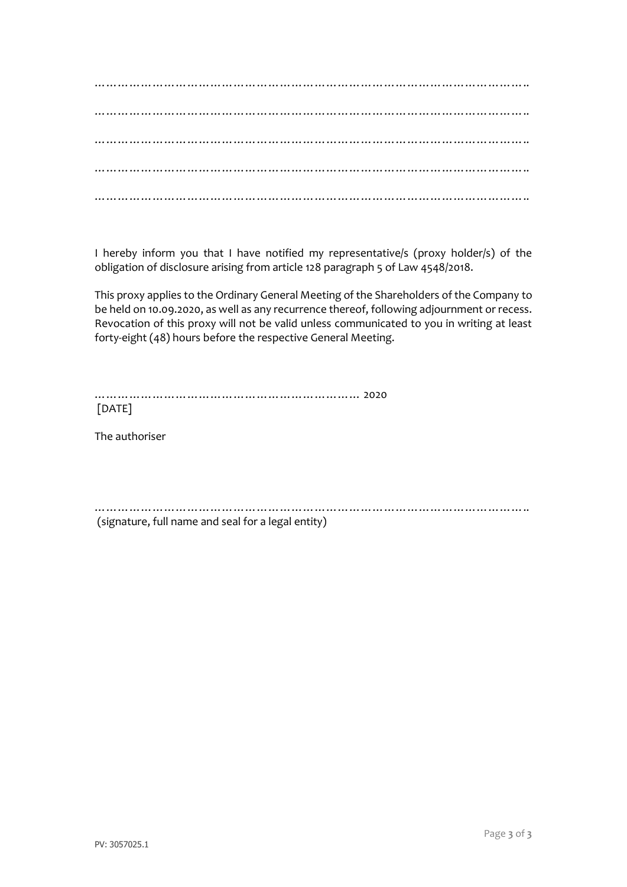………………………………………………………………………………………………….

………………………………………………………………………………………………….

………………………………………………………………………………………………….

………………………………………………………………………………………………….

………………………………………………………………………………………………….

I hereby inform you that I have notified my representative/s (proxy holder/s) of the obligation of disclosure arising from article 128 paragraph 5 of Law 4548/2018.

This proxy applies to the Ordinary General Meeting of the Shareholders of the Company to be held on 10.09.2020, as well as any recurrence thereof, following adjournment or recess. Revocation of this proxy will not be valid unless communicated to you in writing at least forty-eight (48) hours before the respective General Meeting.

……………………………………………………………… 2020
[DATE]

The authoriser

………………………………………………………………………………………………….
(signature, full name and seal for a legal entity)

PV: 3057025.1